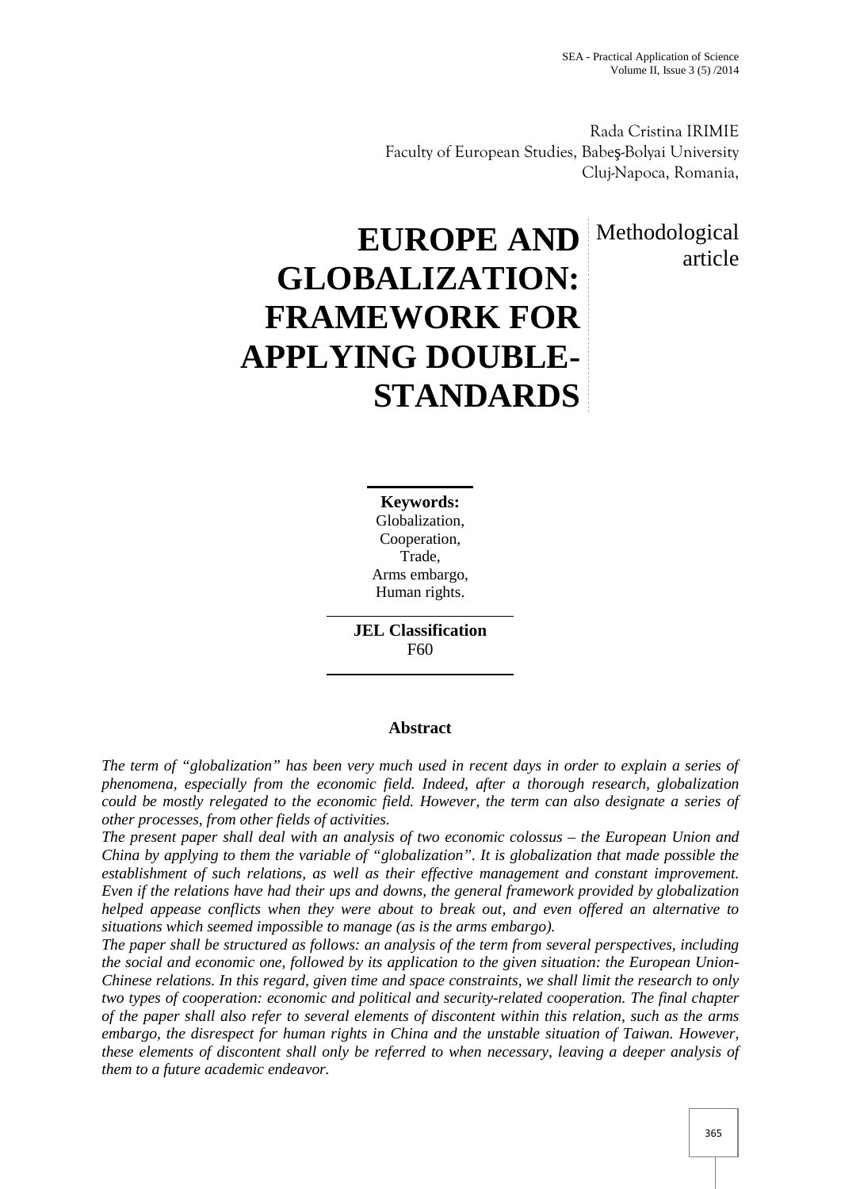Rada Cristina IRIMIE
Faculty of European Studies, Babeş-Bolyai University
Cluj-Napoca, Romania,

# EUROPE AND GLOBALIZATION: FRAMEWORK FOR APPLYING DOUBLE-STANDARDS

Methodological article

**Keywords:**
Globalization,
Cooperation,
Trade,
Arms embargo,
Human rights.

**JEL Classification**
F60

**Abstract**

*The term of "globalization" has been very much used in recent days in order to explain a series of phenomena, especially from the economic field. Indeed, after a thorough research, globalization could be mostly relegated to the economic field. However, the term can also designate a series of other processes, from other fields of activities.*

*The present paper shall deal with an analysis of two economic colossus – the European Union and China by applying to them the variable of "globalization". It is globalization that made possible the establishment of such relations, as well as their effective management and constant improvement. Even if the relations have had their ups and downs, the general framework provided by globalization helped appease conflicts when they were about to break out, and even offered an alternative to situations which seemed impossible to manage (as is the arms embargo).*

*The paper shall be structured as follows: an analysis of the term from several perspectives, including the social and economic one, followed by its application to the given situation: the European Union-Chinese relations. In this regard, given time and space constraints, we shall limit the research to only two types of cooperation: economic and political and security-related cooperation. The final chapter of the paper shall also refer to several elements of discontent within this relation, such as the arms embargo, the disrespect for human rights in China and the unstable situation of Taiwan. However, these elements of discontent shall only be referred to when necessary, leaving a deeper analysis of them to a future academic endeavor.*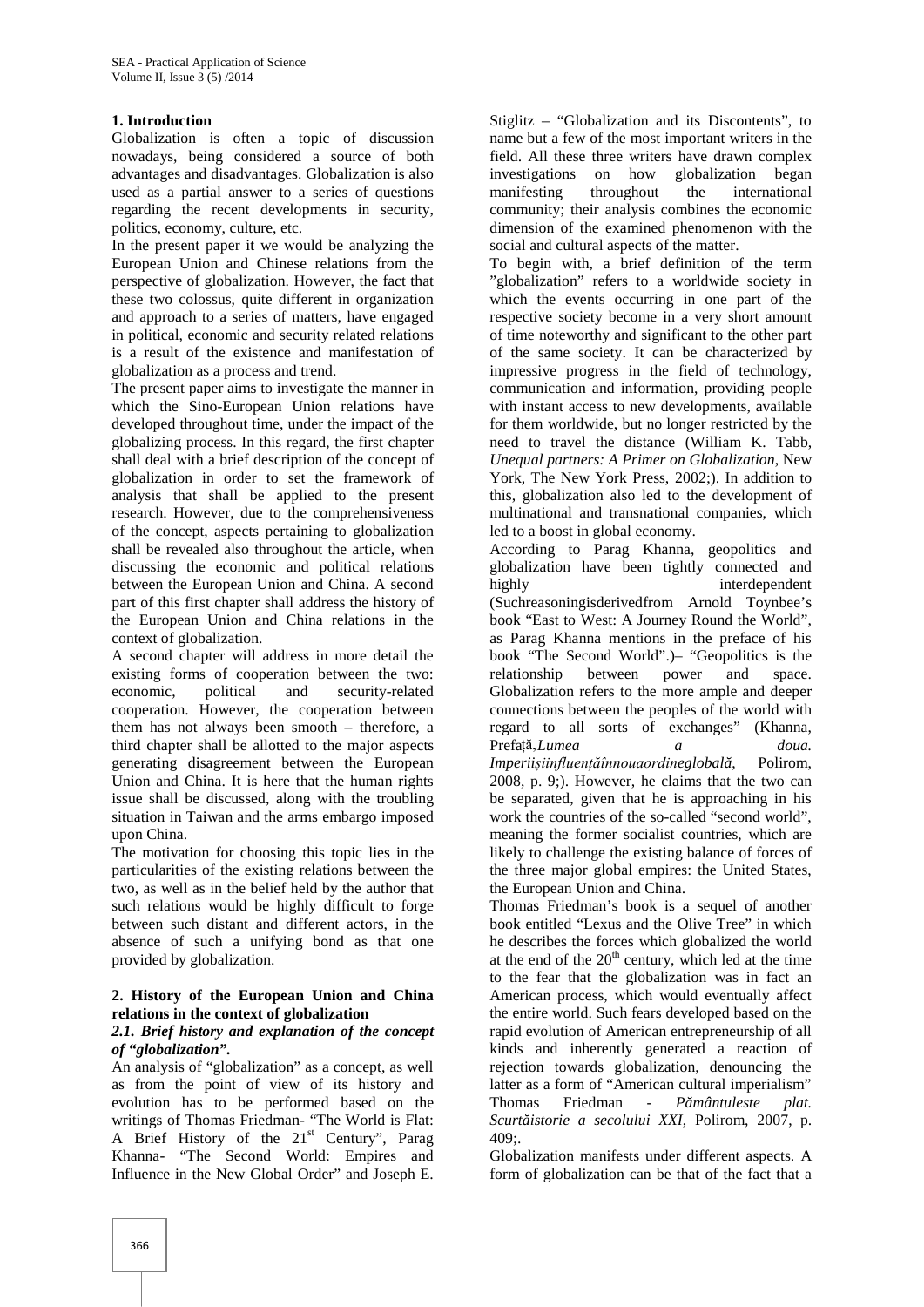## 1. Introduction

Globalization is often a topic of discussion nowadays, being considered a source of both advantages and disadvantages. Globalization is also used as a partial answer to a series of questions regarding the recent developments in security, politics, economy, culture, etc.

In the present paper it we would be analyzing the European Union and Chinese relations from the perspective of globalization. However, the fact that these two colossus, quite different in organization and approach to a series of matters, have engaged in political, economic and security related relations is a result of the existence and manifestation of globalization as a process and trend.

The present paper aims to investigate the manner in which the Sino-European Union relations have developed throughout time, under the impact of the globalizing process. In this regard, the first chapter shall deal with a brief description of the concept of globalization in order to set the framework of analysis that shall be applied to the present research. However, due to the comprehensiveness of the concept, aspects pertaining to globalization shall be revealed also throughout the article, when discussing the economic and political relations between the European Union and China. A second part of this first chapter shall address the history of the European Union and China relations in the context of globalization.

A second chapter will address in more detail the existing forms of cooperation between the two: economic, political and security-related cooperation. However, the cooperation between them has not always been smooth – therefore, a third chapter shall be allotted to the major aspects generating disagreement between the European Union and China. It is here that the human rights issue shall be discussed, along with the troubling situation in Taiwan and the arms embargo imposed upon China.

The motivation for choosing this topic lies in the particularities of the existing relations between the two, as well as in the belief held by the author that such relations would be highly difficult to forge between such distant and different actors, in the absence of such a unifying bond as that one provided by globalization.

## 2. History of the European Union and China relations in the context of globalization

### *2.1. Brief history and explanation of the concept of "globalization".*

An analysis of "globalization" as a concept, as well as from the point of view of its history and evolution has to be performed based on the writings of Thomas Friedman- "The World is Flat: A Brief History of the 21st Century", Parag Khanna- "The Second World: Empires and Influence in the New Global Order" and Joseph E. Stiglitz – "Globalization and its Discontents", to name but a few of the most important writers in the field. All these three writers have drawn complex investigations on how globalization began manifesting throughout the international community; their analysis combines the economic dimension of the examined phenomenon with the social and cultural aspects of the matter.

To begin with, a brief definition of the term "globalization" refers to a worldwide society in which the events occurring in one part of the respective society become in a very short amount of time noteworthy and significant to the other part of the same society. It can be characterized by impressive progress in the field of technology, communication and information, providing people with instant access to new developments, available for them worldwide, but no longer restricted by the need to travel the distance (William K. Tabb, *Unequal partners: A Primer on Globalization*, New York, The New York Press, 2002;). In addition to this, globalization also led to the development of multinational and transnational companies, which led to a boost in global economy.

According to Parag Khanna, geopolitics and globalization have been tightly connected and highly interdependent (Suchreasoningisderivedfrom Arnold Toynbee's book "East to West: A Journey Round the World", as Parag Khanna mentions in the preface of his book "The Second World".)– "Geopolitics is the relationship between power and space. Globalization refers to the more ample and deeper connections between the peoples of the world with regard to all sorts of exchanges" (Khanna, Prefață,*Lumea a doua. Imperiișiinfluențăînnouaordineglobală*, Polirom, 2008, p. 9;). However, he claims that the two can be separated, given that he is approaching in his work the countries of the so-called "second world", meaning the former socialist countries, which are likely to challenge the existing balance of forces of the three major global empires: the United States, the European Union and China.

Thomas Friedman's book is a sequel of another book entitled "Lexus and the Olive Tree" in which he describes the forces which globalized the world at the end of the 20th century, which led at the time to the fear that the globalization was in fact an American process, which would eventually affect the entire world. Such fears developed based on the rapid evolution of American entrepreneurship of all kinds and inherently generated a reaction of rejection towards globalization, denouncing the latter as a form of "American cultural imperialism" Thomas Friedman - *Pământuleste plat. Scurtăistorie a secolului XXI*, Polirom, 2007, p. 409;.

Globalization manifests under different aspects. A form of globalization can be that of the fact that a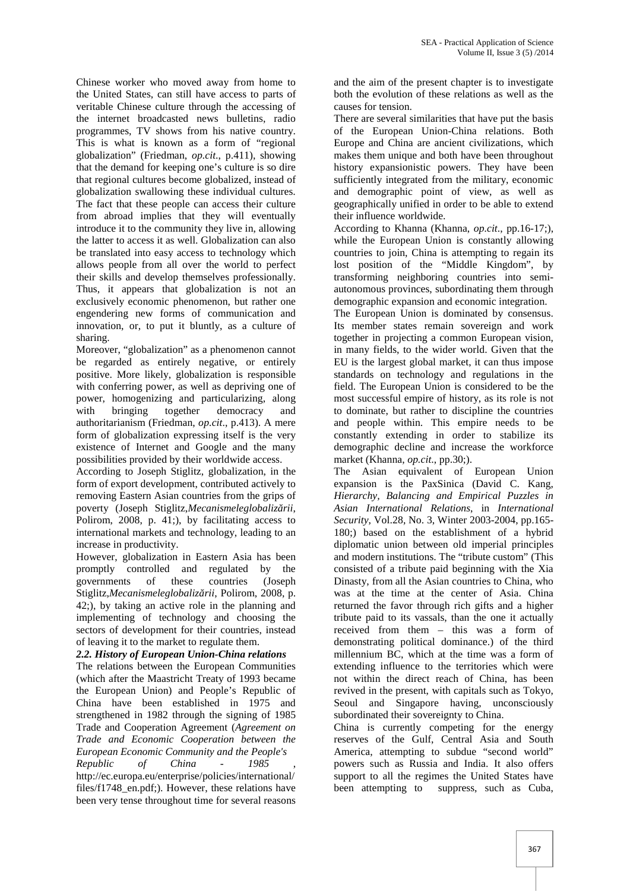Chinese worker who moved away from home to the United States, can still have access to parts of veritable Chinese culture through the accessing of the internet broadcasted news bulletins, radio programmes, TV shows from his native country. This is what is known as a form of "regional globalization" (Friedman, *op.cit*., p.411), showing that the demand for keeping one's culture is so dire that regional cultures become globalized, instead of globalization swallowing these individual cultures. The fact that these people can access their culture from abroad implies that they will eventually introduce it to the community they live in, allowing the latter to access it as well. Globalization can also be translated into easy access to technology which allows people from all over the world to perfect their skills and develop themselves professionally. Thus, it appears that globalization is not an exclusively economic phenomenon, but rather one engendering new forms of communication and innovation, or, to put it bluntly, as a culture of sharing.

Moreover, "globalization" as a phenomenon cannot be regarded as entirely negative, or entirely positive. More likely, globalization is responsible with conferring power, as well as depriving one of power, homogenizing and particularizing, along with bringing together democracy and authoritarianism (Friedman, *op.cit*., p.413). A mere form of globalization expressing itself is the very existence of Internet and Google and the many possibilities provided by their worldwide access.

According to Joseph Stiglitz, globalization, in the form of export development, contributed actively to removing Eastern Asian countries from the grips of poverty (Joseph Stiglitz,*Mecanismeleglobalizării*, Polirom, 2008, p. 41;), by facilitating access to international markets and technology, leading to an increase in productivity.

However, globalization in Eastern Asia has been promptly controlled and regulated by the governments of these countries (Joseph Stiglitz,*Mecanismeleglobalizării*, Polirom, 2008, p. 42;), by taking an active role in the planning and implementing of technology and choosing the sectors of development for their countries, instead of leaving it to the market to regulate them.

### *2.2. History of European Union-China relations*

The relations between the European Communities (which after the Maastricht Treaty of 1993 became the European Union) and People's Republic of China have been established in 1975 and strengthened in 1982 through the signing of 1985 Trade and Cooperation Agreement (*Agreement on Trade and Economic Cooperation between the European Economic Community and the People's Republic of China - 1985* , http://ec.europa.eu/enterprise/policies/international/files/f1748_en.pdf;). However, these relations have been very tense throughout time for several reasons and the aim of the present chapter is to investigate both the evolution of these relations as well as the causes for tension.

There are several similarities that have put the basis of the European Union-China relations. Both Europe and China are ancient civilizations, which makes them unique and both have been throughout history expansionistic powers. They have been sufficiently integrated from the military, economic and demographic point of view, as well as geographically unified in order to be able to extend their influence worldwide.

According to Khanna (Khanna, *op.cit*., pp.16-17;), while the European Union is constantly allowing countries to join, China is attempting to regain its lost position of the "Middle Kingdom", by transforming neighboring countries into semi-autonomous provinces, subordinating them through demographic expansion and economic integration.

The European Union is dominated by consensus. Its member states remain sovereign and work together in projecting a common European vision, in many fields, to the wider world. Given that the EU is the largest global market, it can thus impose standards on technology and regulations in the field. The European Union is considered to be the most successful empire of history, as its role is not to dominate, but rather to discipline the countries and people within. This empire needs to be constantly extending in order to stabilize its demographic decline and increase the workforce market (Khanna, *op.cit*., pp.30;).

The Asian equivalent of European Union expansion is the PaxSinica (David C. Kang, *Hierarchy, Balancing and Empirical Puzzles in Asian International Relations*, in *International Security*, Vol.28, No. 3, Winter 2003-2004, pp.165-180;) based on the establishment of a hybrid diplomatic union between old imperial principles and modern institutions. The "tribute custom" (This consisted of a tribute paid beginning with the Xia Dinasty, from all the Asian countries to China, who was at the time at the center of Asia. China returned the favor through rich gifts and a higher tribute paid to its vassals, than the one it actually received from them – this was a form of demonstrating political dominance.) of the third millennium BC, which at the time was a form of extending influence to the territories which were not within the direct reach of China, has been revived in the present, with capitals such as Tokyo, Seoul and Singapore having, unconsciously subordinated their sovereignty to China.

China is currently competing for the energy reserves of the Gulf, Central Asia and South America, attempting to subdue "second world" powers such as Russia and India. It also offers support to all the regimes the United States have been attempting to suppress, such as Cuba,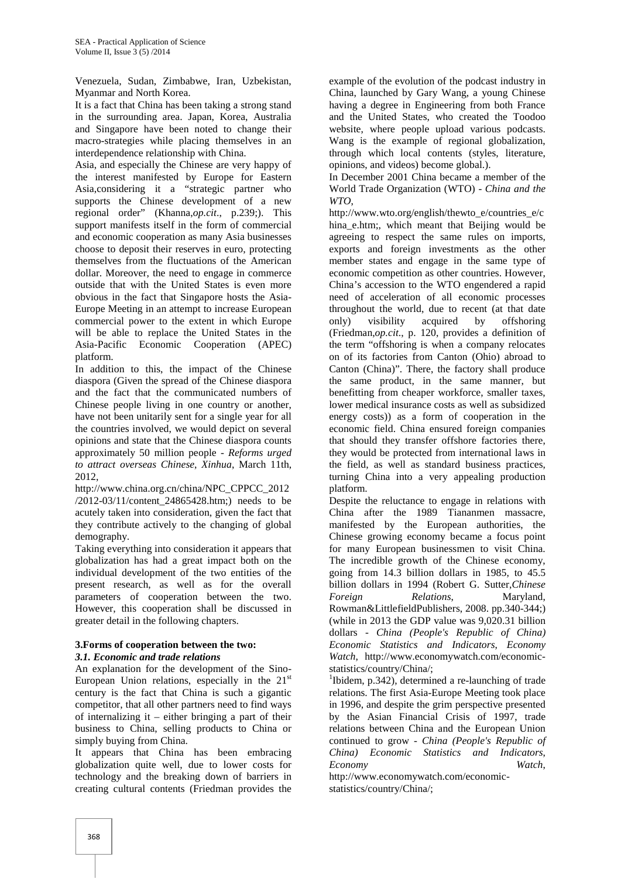Venezuela, Sudan, Zimbabwe, Iran, Uzbekistan, Myanmar and North Korea.

It is a fact that China has been taking a strong stand in the surrounding area. Japan, Korea, Australia and Singapore have been noted to change their macro-strategies while placing themselves in an interdependence relationship with China.

Asia, and especially the Chinese are very happy of the interest manifested by Europe for Eastern Asia,considering it a "strategic partner who supports the Chinese development of a new regional order" (Khanna,*op.cit*., p.239;). This support manifests itself in the form of commercial and economic cooperation as many Asia businesses choose to deposit their reserves in euro, protecting themselves from the fluctuations of the American dollar. Moreover, the need to engage in commerce outside that with the United States is even more obvious in the fact that Singapore hosts the Asia-Europe Meeting in an attempt to increase European commercial power to the extent in which Europe will be able to replace the United States in the Asia-Pacific Economic Cooperation (APEC) platform.

In addition to this, the impact of the Chinese diaspora (Given the spread of the Chinese diaspora and the fact that the communicated numbers of Chinese people living in one country or another, have not been unitarily sent for a single year for all the countries involved, we would depict on several opinions and state that the Chinese diaspora counts approximately 50 million people - *Reforms urged to attract overseas Chinese*, *Xinhua*, March 11th, 2012, http://www.china.org.cn/china/NPC_CPPCC_2012/2012-03/11/content_24865428.htm;) needs to be acutely taken into consideration, given the fact that they contribute actively to the changing of global demography.

Taking everything into consideration it appears that globalization has had a great impact both on the individual development of the two entities of the present research, as well as for the overall parameters of cooperation between the two. However, this cooperation shall be discussed in greater detail in the following chapters.

## 3.Forms of cooperation between the two:

### *3.1. Economic and trade relations*

An explanation for the development of the Sino-European Union relations, especially in the 21st century is the fact that China is such a gigantic competitor, that all other partners need to find ways of internalizing it – either bringing a part of their business to China, selling products to China or simply buying from China.

It appears that China has been embracing globalization quite well, due to lower costs for technology and the breaking down of barriers in creating cultural contents (Friedman provides the example of the evolution of the podcast industry in China, launched by Gary Wang, a young Chinese having a degree in Engineering from both France and the United States, who created the Toodoo website, where people upload various podcasts. Wang is the example of regional globalization, through which local contents (styles, literature, opinions, and videos) become global.).

In December 2001 China became a member of the World Trade Organization (WTO) - *China and the WTO*, http://www.wto.org/english/thewto_e/countries_e/china_e.htm;, which meant that Beijing would be agreeing to respect the same rules on imports, exports and foreign investments as the other member states and engage in the same type of economic competition as other countries. However, China's accession to the WTO engendered a rapid need of acceleration of all economic processes throughout the world, due to recent (at that date only) visibility acquired by offshoring (Friedman,*op.cit*., p. 120, provides a definition of the term "offshoring is when a company relocates on of its factories from Canton (Ohio) abroad to Canton (China)". There, the factory shall produce the same product, in the same manner, but benefitting from cheaper workforce, smaller taxes, lower medical insurance costs as well as subsidized energy costs)) as a form of cooperation in the economic field. China ensured foreign companies that should they transfer offshore factories there, they would be protected from international laws in the field, as well as standard business practices, turning China into a very appealing production platform.

Despite the reluctance to engage in relations with China after the 1989 Tiananmen massacre, manifested by the European authorities, the Chinese growing economy became a focus point for many European businessmen to visit China. The incredible growth of the Chinese economy, going from 14.3 billion dollars in 1985, to 45.5 billion dollars in 1994 (Robert G. Sutter,*Chinese Foreign Relations*, Maryland, Rowman&LittlefieldPublishers, 2008. pp.340-344;) (while in 2013 the GDP value was 9,020.31 billion dollars - *China (People's Republic of China) Economic Statistics and Indicators*, *Economy Watch*, http://www.economywatch.com/economic-statistics/country/China/;
[1]Ibidem, p.342), determined a re-launching of trade relations. The first Asia-Europe Meeting took place in 1996, and despite the grim perspective presented by the Asian Financial Crisis of 1997, trade relations between China and the European Union continued to grow - *China (People's Republic of China) Economic Statistics and Indicators*, *Economy Watch*, http://www.economywatch.com/economic-statistics/country/China/;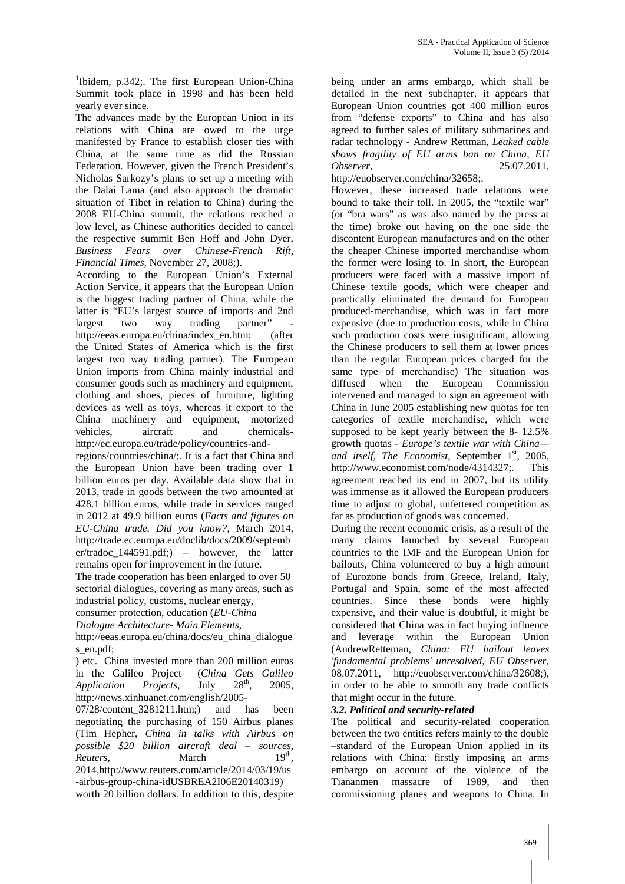[1]Ibidem, p.342;. The first European Union-China Summit took place in 1998 and has been held yearly ever since.

The advances made by the European Union in its relations with China are owed to the urge manifested by France to establish closer ties with China, at the same time as did the Russian Federation. However, given the French President's Nicholas Sarkozy's plans to set up a meeting with the Dalai Lama (and also approach the dramatic situation of Tibet in relation to China) during the 2008 EU-China summit, the relations reached a low level, as Chinese authorities decided to cancel the respective summit Ben Hoff and John Dyer, *Business Fears over Chinese-French Rift*, *Financial Times*, November 27, 2008;).

According to the European Union's External Action Service, it appears that the European Union is the biggest trading partner of China, while the latter is "EU's largest source of imports and 2nd largest two way trading partner" - http://eeas.europa.eu/china/index_en.htm; (after the United States of America which is the first largest two way trading partner). The European Union imports from China mainly industrial and consumer goods such as machinery and equipment, clothing and shoes, pieces of furniture, lighting devices as well as toys, whereas it export to the China machinery and equipment, motorized vehicles, aircraft and chemicals- http://ec.europa.eu/trade/policy/countries-and-regions/countries/china/;. It is a fact that China and the European Union have been trading over 1 billion euros per day. Available data show that in 2013, trade in goods between the two amounted at 428.1 billion euros, while trade in services ranged in 2012 at 49.9 billion euros (*Facts and figures on EU-China trade. Did you know?*, March 2014, http://trade.ec.europa.eu/doclib/docs/2009/september/tradoc_144591.pdf;) – however, the latter remains open for improvement in the future.

The trade cooperation has been enlarged to over 50 sectorial dialogues, covering as many areas, such as industrial policy, customs, nuclear energy, consumer protection, education (*EU-China Dialogue Architecture- Main Elements*, http://eeas.europa.eu/china/docs/eu_china_dialogues_en.pdf;
) etc. China invested more than 200 million euros in the Galileo Project (*China Gets Galileo Application Projects*, July 28th, 2005, http://news.xinhuanet.com/english/2005-07/28/content_3281211.htm;) and has been negotiating the purchasing of 150 Airbus planes (Tim Hepher, *China in talks with Airbus on possible $20 billion aircraft deal – sources*, *Reuters*, March 19th, 2014,http://www.reuters.com/article/2014/03/19/us-airbus-group-china-idUSBREA2I06E20140319) worth 20 billion dollars. In addition to this, despite being under an arms embargo, which shall be detailed in the next subchapter, it appears that European Union countries got 400 million euros from "defense exports" to China and has also agreed to further sales of military submarines and radar technology - Andrew Rettman, *Leaked cable shows fragility of EU arms ban on China*, *EU Observer*, 25.07.2011, http://euobserver.com/china/32658;.

However, these increased trade relations were bound to take their toll. In 2005, the "textile war" (or "bra wars" as was also named by the press at the time) broke out having on the one side the discontent European manufactures and on the other the cheaper Chinese imported merchandise whom the former were losing to. In short, the European producers were faced with a massive import of Chinese textile goods, which were cheaper and practically eliminated the demand for European produced-merchandise, which was in fact more expensive (due to production costs, while in China such production costs were insignificant, allowing the Chinese producers to sell them at lower prices than the regular European prices charged for the same type of merchandise) The situation was diffused when the European Commission intervened and managed to sign an agreement with China in June 2005 establishing new quotas for ten categories of textile merchandise, which were supposed to be kept yearly between the 8- 12.5% growth quotas - *Europe's textile war with China—and itself*, *The Economist*, September 1st, 2005, http://www.economist.com/node/4314327;. This agreement reached its end in 2007, but its utility was immense as it allowed the European producers time to adjust to global, unfettered competition as far as production of goods was concerned.

During the recent economic crisis, as a result of the many claims launched by several European countries to the IMF and the European Union for bailouts, China volunteered to buy a high amount of Eurozone bonds from Greece, Ireland, Italy, Portugal and Spain, some of the most affected countries. Since these bonds were highly expensive, and their value is doubtful, it might be considered that China was in fact buying influence and leverage within the European Union (AndrewRetteman, *China: EU bailout leaves 'fundamental problems' unresolved*, *EU Observer*, 08.07.2011, http://euobserver.com/china/32608;), in order to be able to smooth any trade conflicts that might occur in the future.

### *3.2. Political and security-related*

The political and security-related cooperation between the two entities refers mainly to the double –standard of the European Union applied in its relations with China: firstly imposing an arms embargo on account of the violence of the Tiananmen massacre of 1989, and then commissioning planes and weapons to China. In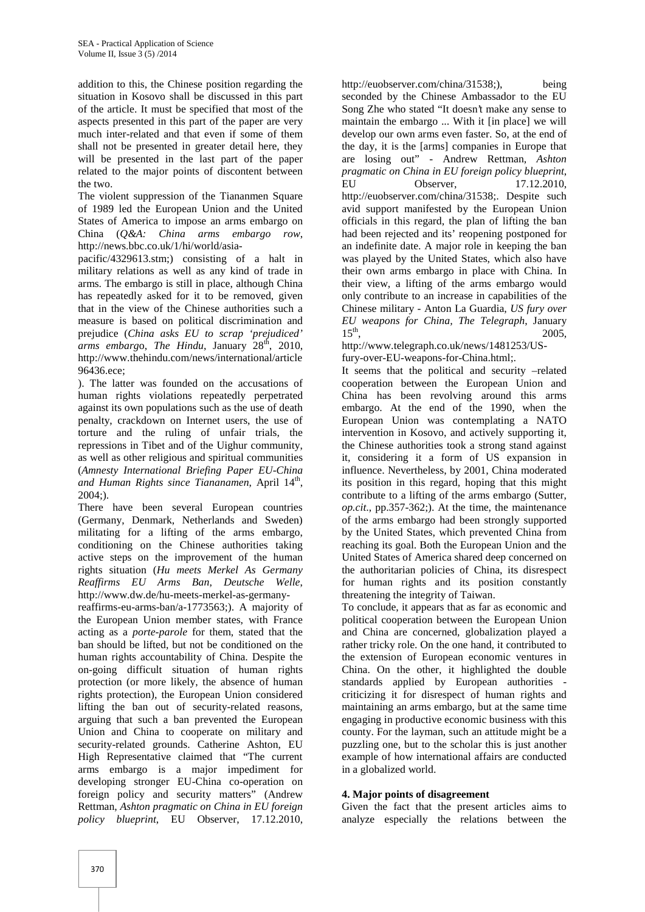addition to this, the Chinese position regarding the situation in Kosovo shall be discussed in this part of the article. It must be specified that most of the aspects presented in this part of the paper are very much inter-related and that even if some of them shall not be presented in greater detail here, they will be presented in the last part of the paper related to the major points of discontent between the two.

The violent suppression of the Tiananmen Square of 1989 led the European Union and the United States of America to impose an arms embargo on China (*Q&A: China arms embargo row*, http://news.bbc.co.uk/1/hi/world/asia-pacific/4329613.stm;) consisting of a halt in military relations as well as any kind of trade in arms. The embargo is still in place, although China has repeatedly asked for it to be removed, given that in the view of the Chinese authorities such a measure is based on political discrimination and prejudice (*China asks EU to scrap 'prejudiced' arms embargo*, *The Hindu*, January 28th, 2010, http://www.thehindu.com/news/international/article96436.ece;

). The latter was founded on the accusations of human rights violations repeatedly perpetrated against its own populations such as the use of death penalty, crackdown on Internet users, the use of torture and the ruling of unfair trials, the repressions in Tibet and of the Uighur community, as well as other religious and spiritual communities (*Amnesty International Briefing Paper EU-China and Human Rights since Tiananamen*, April 14th, 2004;).

There have been several European countries (Germany, Denmark, Netherlands and Sweden) militating for a lifting of the arms embargo, conditioning on the Chinese authorities taking active steps on the improvement of the human rights situation (*Hu meets Merkel As Germany Reaffirms EU Arms Ban*, *Deutsche Welle*, http://www.dw.de/hu-meets-merkel-as-germany-reaffirms-eu-arms-ban/a-1773563;). A majority of the European Union member states, with France acting as a *porte-parole* for them, stated that the ban should be lifted, but not be conditioned on the human rights accountability of China. Despite the on-going difficult situation of human rights protection (or more likely, the absence of human rights protection), the European Union considered lifting the ban out of security-related reasons, arguing that such a ban prevented the European Union and China to cooperate on military and security-related grounds. Catherine Ashton, EU High Representative claimed that "The current arms embargo is a major impediment for developing stronger EU-China co-operation on foreign policy and security matters" (Andrew Rettman, *Ashton pragmatic on China in EU foreign policy blueprint*, EU Observer, 17.12.2010, http://euobserver.com/china/31538;), being seconded by the Chinese Ambassador to the EU Song Zhe who stated "It doesn't make any sense to maintain the embargo ... With it [in place] we will develop our own arms even faster. So, at the end of the day, it is the [arms] companies in Europe that are losing out" - Andrew Rettman, *Ashton pragmatic on China in EU foreign policy blueprint*, EU Observer, 17.12.2010, http://euobserver.com/china/31538;. Despite such avid support manifested by the European Union officials in this regard, the plan of lifting the ban had been rejected and its' reopening postponed for an indefinite date. A major role in keeping the ban was played by the United States, which also have their own arms embargo in place with China. In their view, a lifting of the arms embargo would only contribute to an increase in capabilities of the Chinese military - Anton La Guardia, *US fury over EU weapons for China, The Telegraph*, January 15th, 2005, http://www.telegraph.co.uk/news/1481253/US-fury-over-EU-weapons-for-China.html;.

It seems that the political and security –related cooperation between the European Union and China has been revolving around this arms embargo. At the end of the 1990, when the European Union was contemplating a NATO intervention in Kosovo, and actively supporting it, the Chinese authorities took a strong stand against it, considering it a form of US expansion in influence. Nevertheless, by 2001, China moderated its position in this regard, hoping that this might contribute to a lifting of the arms embargo (Sutter, *op.cit.*, pp.357-362;). At the time, the maintenance of the arms embargo had been strongly supported by the United States, which prevented China from reaching its goal. Both the European Union and the United States of America shared deep concerned on the authoritarian policies of China, its disrespect for human rights and its position constantly threatening the integrity of Taiwan.

To conclude, it appears that as far as economic and political cooperation between the European Union and China are concerned, globalization played a rather tricky role. On the one hand, it contributed to the extension of European economic ventures in China. On the other, it highlighted the double standards applied by European authorities - criticizing it for disrespect of human rights and maintaining an arms embargo, but at the same time engaging in productive economic business with this county. For the layman, such an attitude might be a puzzling one, but to the scholar this is just another example of how international affairs are conducted in a globalized world.

## 4. Major points of disagreement

Given the fact that the present articles aims to analyze especially the relations between the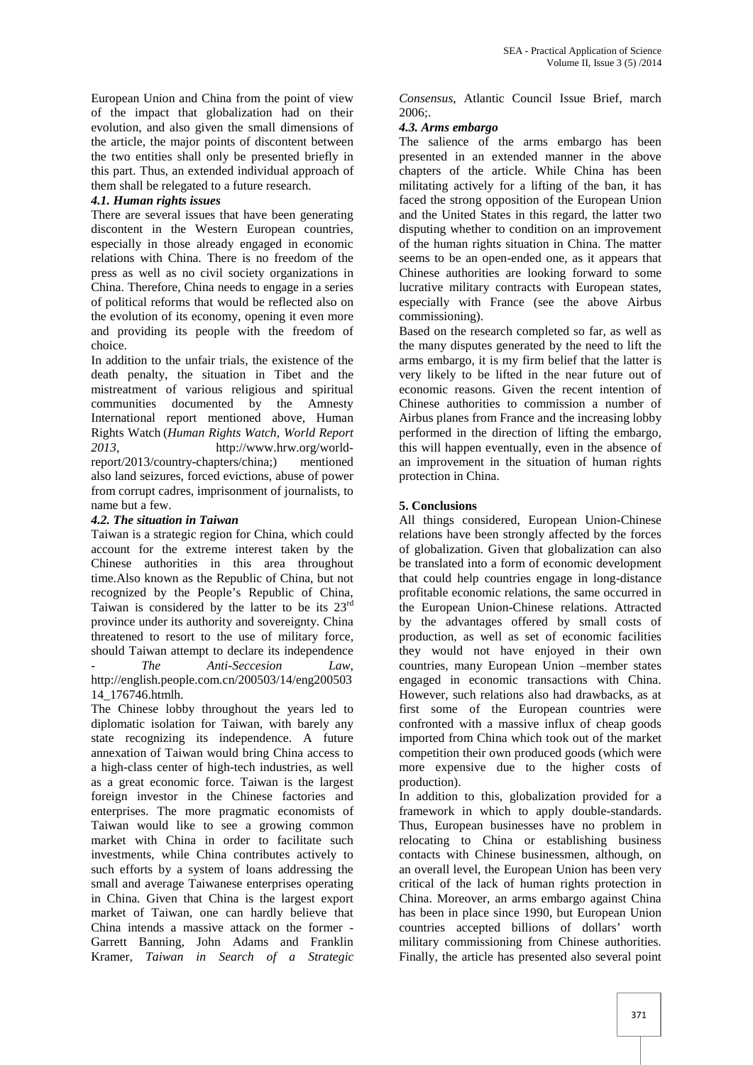European Union and China from the point of view of the impact that globalization had on their evolution, and also given the small dimensions of the article, the major points of discontent between the two entities shall only be presented briefly in this part. Thus, an extended individual approach of them shall be relegated to a future research.

### *4.1. Human rights issues*

There are several issues that have been generating discontent in the Western European countries, especially in those already engaged in economic relations with China. There is no freedom of the press as well as no civil society organizations in China. Therefore, China needs to engage in a series of political reforms that would be reflected also on the evolution of its economy, opening it even more and providing its people with the freedom of choice.

In addition to the unfair trials, the existence of the death penalty, the situation in Tibet and the mistreatment of various religious and spiritual communities documented by the Amnesty International report mentioned above, Human Rights Watch (*Human Rights Watch, World Report 2013*, http://www.hrw.org/world-report/2013/country-chapters/china;) mentioned also land seizures, forced evictions, abuse of power from corrupt cadres, imprisonment of journalists, to name but a few.

### *4.2. The situation in Taiwan*

Taiwan is a strategic region for China, which could account for the extreme interest taken by the Chinese authorities in this area throughout time.Also known as the Republic of China, but not recognized by the People's Republic of China, Taiwan is considered by the latter to be its 23rd province under its authority and sovereignty. China threatened to resort to the use of military force, should Taiwan attempt to declare its independence - *The Anti-Seccesion Law*, http://english.people.com.cn/200503/14/eng20050314_176746.htmlh.

The Chinese lobby throughout the years led to diplomatic isolation for Taiwan, with barely any state recognizing its independence. A future annexation of Taiwan would bring China access to a high-class center of high-tech industries, as well as a great economic force. Taiwan is the largest foreign investor in the Chinese factories and enterprises. The more pragmatic economists of Taiwan would like to see a growing common market with China in order to facilitate such investments, while China contributes actively to such efforts by a system of loans addressing the small and average Taiwanese enterprises operating in China. Given that China is the largest export market of Taiwan, one can hardly believe that China intends a massive attack on the former - Garrett Banning, John Adams and Franklin Kramer, *Taiwan in Search of a Strategic Consensus*, Atlantic Council Issue Brief, march 2006;.

### *4.3. Arms embargo*

The salience of the arms embargo has been presented in an extended manner in the above chapters of the article. While China has been militating actively for a lifting of the ban, it has faced the strong opposition of the European Union and the United States in this regard, the latter two disputing whether to condition on an improvement of the human rights situation in China. The matter seems to be an open-ended one, as it appears that Chinese authorities are looking forward to some lucrative military contracts with European states, especially with France (see the above Airbus commissioning).

Based on the research completed so far, as well as the many disputes generated by the need to lift the arms embargo, it is my firm belief that the latter is very likely to be lifted in the near future out of economic reasons. Given the recent intention of Chinese authorities to commission a number of Airbus planes from France and the increasing lobby performed in the direction of lifting the embargo, this will happen eventually, even in the absence of an improvement in the situation of human rights protection in China.

## 5. Conclusions

All things considered, European Union-Chinese relations have been strongly affected by the forces of globalization. Given that globalization can also be translated into a form of economic development that could help countries engage in long-distance profitable economic relations, the same occurred in the European Union-Chinese relations. Attracted by the advantages offered by small costs of production, as well as set of economic facilities they would not have enjoyed in their own countries, many European Union –member states engaged in economic transactions with China. However, such relations also had drawbacks, as at first some of the European countries were confronted with a massive influx of cheap goods imported from China which took out of the market competition their own produced goods (which were more expensive due to the higher costs of production).

In addition to this, globalization provided for a framework in which to apply double-standards. Thus, European businesses have no problem in relocating to China or establishing business contacts with Chinese businessmen, although, on an overall level, the European Union has been very critical of the lack of human rights protection in China. Moreover, an arms embargo against China has been in place since 1990, but European Union countries accepted billions of dollars' worth military commissioning from Chinese authorities. Finally, the article has presented also several point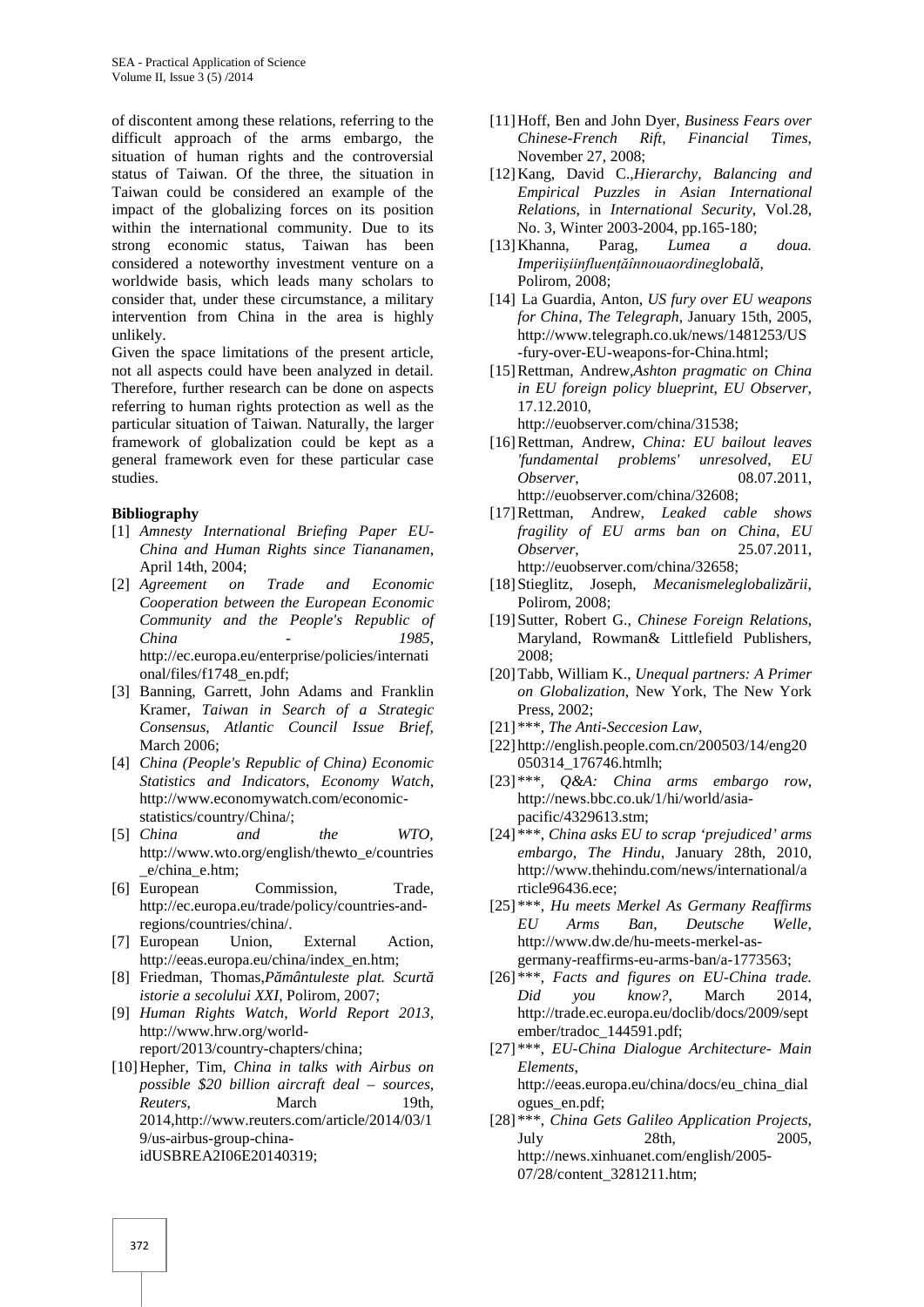of discontent among these relations, referring to the difficult approach of the arms embargo, the situation of human rights and the controversial status of Taiwan. Of the three, the situation in Taiwan could be considered an example of the impact of the globalizing forces on its position within the international community. Due to its strong economic status, Taiwan has been considered a noteworthy investment venture on a worldwide basis, which leads many scholars to consider that, under these circumstance, a military intervention from China in the area is highly unlikely.

Given the space limitations of the present article, not all aspects could have been analyzed in detail. Therefore, further research can be done on aspects referring to human rights protection as well as the particular situation of Taiwan. Naturally, the larger framework of globalization could be kept as a general framework even for these particular case studies.

**Bibliography**

[1] *Amnesty International Briefing Paper EU-China and Human Rights since Tiananamen*, April 14th, 2004;

[2] *Agreement on Trade and Economic Cooperation between the European Economic Community and the People's Republic of China - 1985*, http://ec.europa.eu/enterprise/policies/international/files/f1748_en.pdf;

[3] Banning, Garrett, John Adams and Franklin Kramer, *Taiwan in Search of a Strategic Consensus*, *Atlantic Council Issue Brief*, March 2006;

[4] *China (People's Republic of China) Economic Statistics and Indicators*, *Economy Watch*, http://www.economywatch.com/economic-statistics/country/China/;

[5] *China and the WTO*, http://www.wto.org/english/thewto_e/countries_e/china_e.htm;

[6] European Commission, Trade, http://ec.europa.eu/trade/policy/countries-and-regions/countries/china/.

[7] European Union, External Action, http://eeas.europa.eu/china/index_en.htm;

[8] Friedman, Thomas,*Pământuleste plat. Scurtă istorie a secolului XXI*, Polirom, 2007;

[9] *Human Rights Watch, World Report 2013*, http://www.hrw.org/world-report/2013/country-chapters/china;

[10] Hepher, Tim, *China in talks with Airbus on possible $20 billion aircraft deal – sources*, *Reuters*, March 19th, 2014,http://www.reuters.com/article/2014/03/19/us-airbus-group-china-idUSBREA2I06E20140319;

[11] Hoff, Ben and John Dyer, *Business Fears over Chinese-French Rift*, *Financial Times*, November 27, 2008;

[12] Kang, David C.,*Hierarchy, Balancing and Empirical Puzzles in Asian International Relations*, in *International Security*, Vol.28, No. 3, Winter 2003-2004, pp.165-180;

[13] Khanna, Parag, *Lumea a doua. Imperiişiinfluenţăînnouaordineglobală*, Polirom, 2008;

[14] La Guardia, Anton, *US fury over EU weapons for China*, *The Telegraph*, January 15th, 2005, http://www.telegraph.co.uk/news/1481253/US-fury-over-EU-weapons-for-China.html;

[15] Rettman, Andrew,*Ashton pragmatic on China in EU foreign policy blueprint*, *EU Observer*, 17.12.2010, http://euobserver.com/china/31538;

[16] Rettman, Andrew, *China: EU bailout leaves 'fundamental problems' unresolved*, *EU Observer*, 08.07.2011, http://euobserver.com/china/32608;

[17] Rettman, Andrew, *Leaked cable shows fragility of EU arms ban on China*, *EU Observer*, 25.07.2011, http://euobserver.com/china/32658;

[18] Stieglitz, Joseph, *Mecanismeleglobalizării*, Polirom, 2008;

[19] Sutter, Robert G., *Chinese Foreign Relations*, Maryland, Rowman& Littlefield Publishers, 2008;

[20] Tabb, William K., *Unequal partners: A Primer on Globalization*, New York, The New York Press, 2002;

[21] ***, *The Anti-Seccesion Law*,

[22] http://english.people.com.cn/200503/14/eng20050314_176746.htmlh;

[23] ***, *Q&A: China arms embargo row*, http://news.bbc.co.uk/1/hi/world/asia-pacific/4329613.stm;

[24] ***, *China asks EU to scrap 'prejudiced' arms embargo*, *The Hindu*, January 28th, 2010, http://www.thehindu.com/news/international/article96436.ece;

[25] ***, *Hu meets Merkel As Germany Reaffirms EU Arms Ban*, *Deutsche Welle*, http://www.dw.de/hu-meets-merkel-as-germany-reaffirms-eu-arms-ban/a-1773563;

[26] ***, *Facts and figures on EU-China trade. Did you know?*, March 2014, http://trade.ec.europa.eu/doclib/docs/2009/september/tradoc_144591.pdf;

[27] ***, *EU-China Dialogue Architecture- Main Elements*, http://eeas.europa.eu/china/docs/eu_china_dialogues_en.pdf;

[28] ***, *China Gets Galileo Application Projects*, July 28th, 2005, http://news.xinhuanet.com/english/2005-07/28/content_3281211.htm;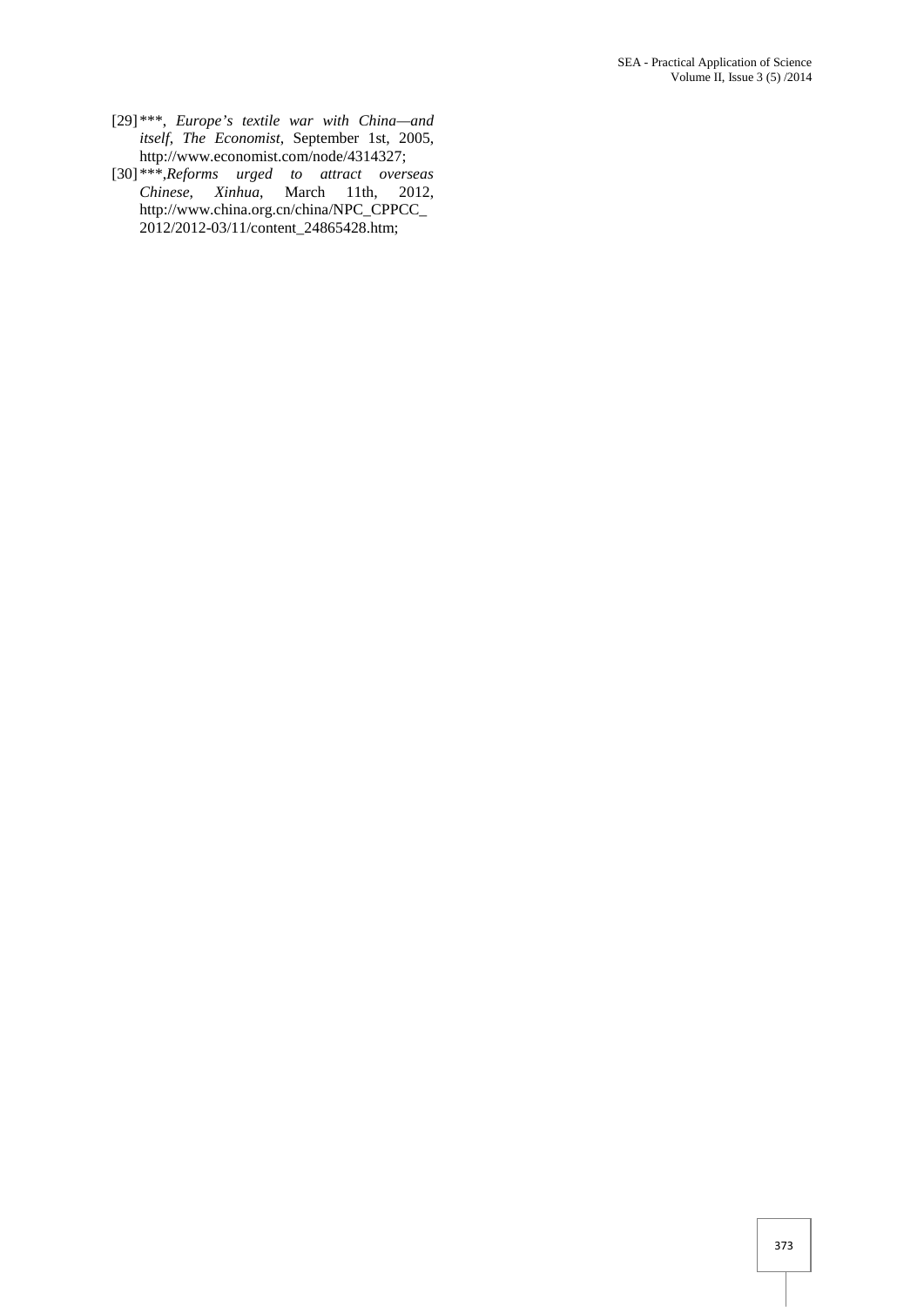[29] ***, *Europe's textile war with China—and itself*, *The Economist*, September 1st, 2005, http://www.economist.com/node/4314327;

[30] ***,*Reforms urged to attract overseas Chinese*, *Xinhua*, March 11th, 2012, http://www.china.org.cn/china/NPC_CPPCC_2012/2012-03/11/content_24865428.htm;